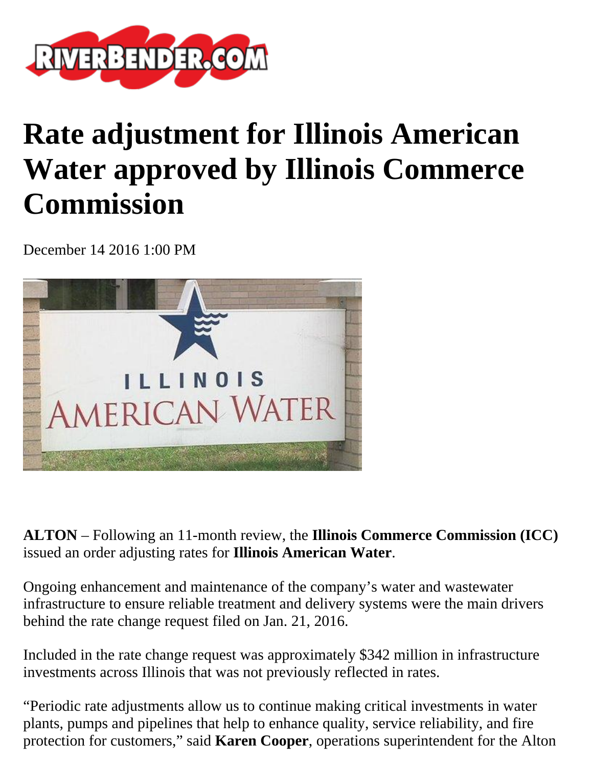# Rate adjustment for Illinois American Water approved by Illinois Commerce Commission

December 14 2016 1:00 PM

**ALTON** – Following an 11-month review, the **Illinois Commerce Commission (ICC)** issued an order adjusting rates for **Illinois American Water**.

Ongoing enhancement and maintenance of the company's water and wastewater infrastructure to ensure reliable treatment and delivery systems were the main drivers behind the rate change request filed on Jan. 21, 2016.

Included in the rate change request was approximately $342 million in infrastructure investments across Illinois that was not previously reflected in rates.

"Periodic rate adjustments allow us to continue making critical investments in water plants, pumps and pipelines that help to enhance quality, service reliability, and fire protection for customers," said **Karen Cooper**, operations superintendent for the Alton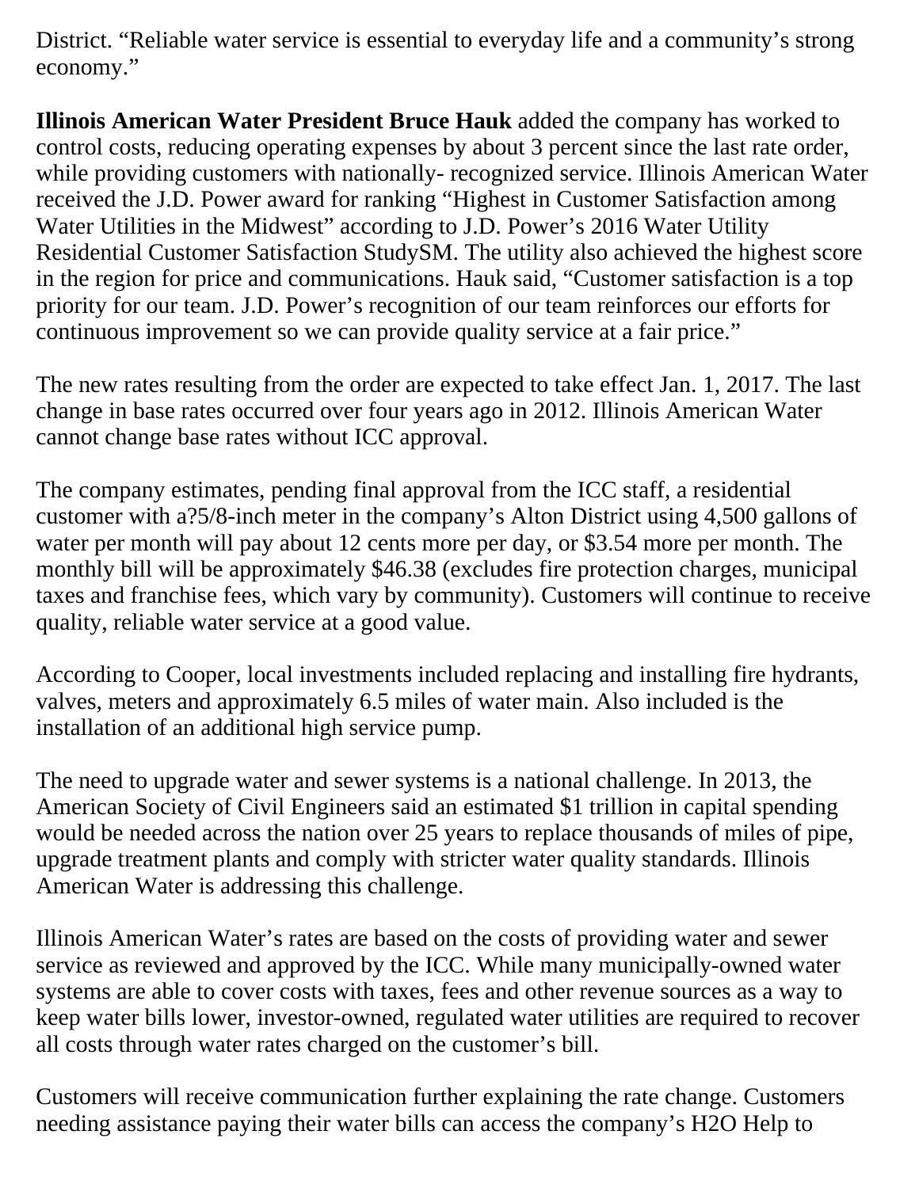District. “Reliable water service is essential to everyday life and a community’s strong economy.”

**Illinois American Water President Bruce Hauk** added the company has worked to control costs, reducing operating expenses by about 3 percent since the last rate order, while providing customers with nationally- recognized service. Illinois American Water received the J.D. Power award for ranking “Highest in Customer Satisfaction among Water Utilities in the Midwest” according to J.D. Power’s 2016 Water Utility Residential Customer Satisfaction StudySM. The utility also achieved the highest score in the region for price and communications. Hauk said, “Customer satisfaction is a top priority for our team. J.D. Power’s recognition of our team reinforces our efforts for continuous improvement so we can provide quality service at a fair price.”

The new rates resulting from the order are expected to take effect Jan. 1, 2017. The last change in base rates occurred over four years ago in 2012. Illinois American Water cannot change base rates without ICC approval.

The company estimates, pending final approval from the ICC staff, a residential customer with a?5/8-inch meter in the company’s Alton District using 4,500 gallons of water per month will pay about 12 cents more per day, or $3.54 more per month. The monthly bill will be approximately $46.38 (excludes fire protection charges, municipal taxes and franchise fees, which vary by community). Customers will continue to receive quality, reliable water service at a good value.

According to Cooper, local investments included replacing and installing fire hydrants, valves, meters and approximately 6.5 miles of water main. Also included is the installation of an additional high service pump.

The need to upgrade water and sewer systems is a national challenge. In 2013, the American Society of Civil Engineers said an estimated $1 trillion in capital spending would be needed across the nation over 25 years to replace thousands of miles of pipe, upgrade treatment plants and comply with stricter water quality standards. Illinois American Water is addressing this challenge.

Illinois American Water’s rates are based on the costs of providing water and sewer service as reviewed and approved by the ICC. While many municipally-owned water systems are able to cover costs with taxes, fees and other revenue sources as a way to keep water bills lower, investor-owned, regulated water utilities are required to recover all costs through water rates charged on the customer’s bill.

Customers will receive communication further explaining the rate change. Customers needing assistance paying their water bills can access the company’s H2O Help to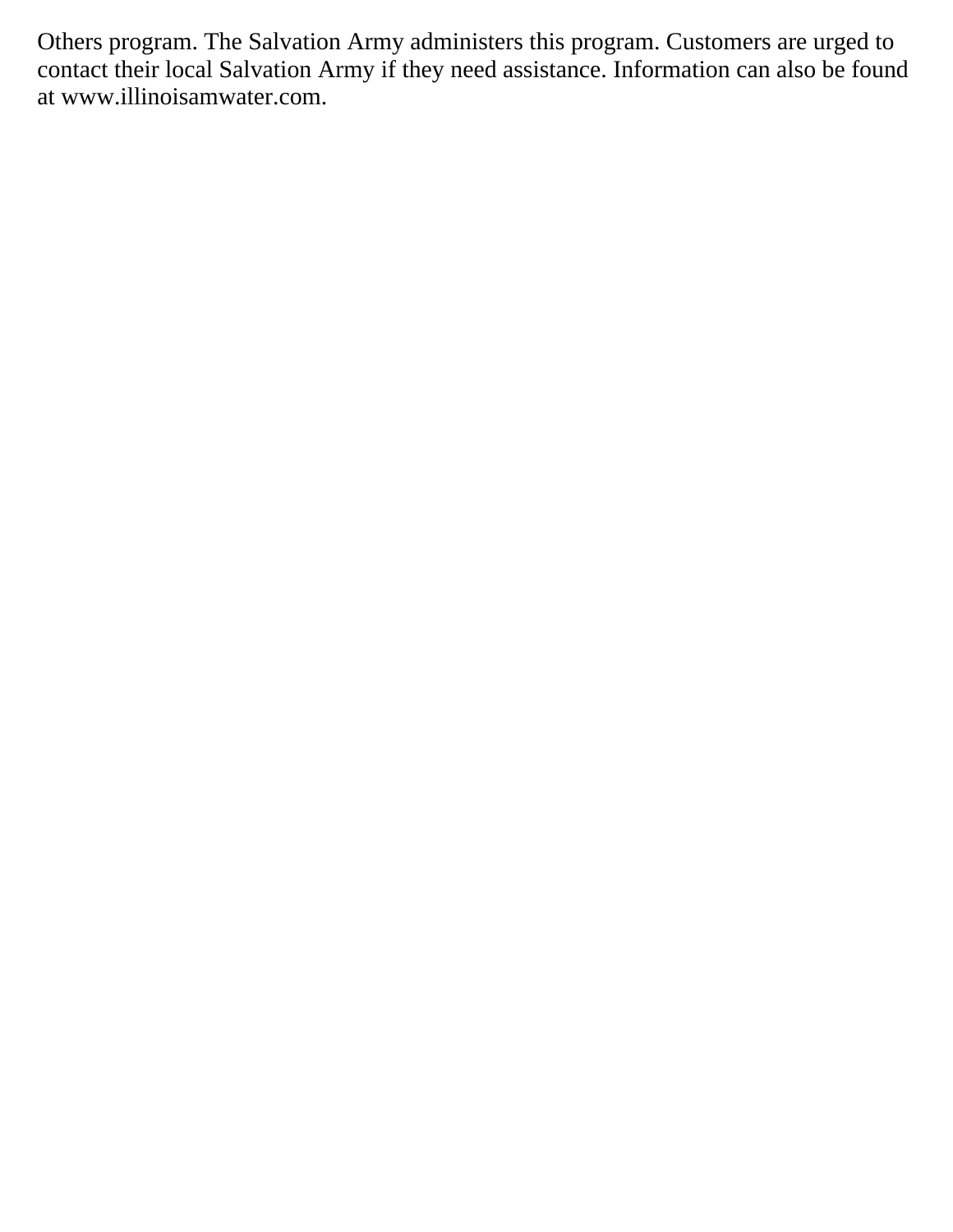Others program. The Salvation Army administers this program. Customers are urged to contact their local Salvation Army if they need assistance. Information can also be found at www.illinoisamwater.com.